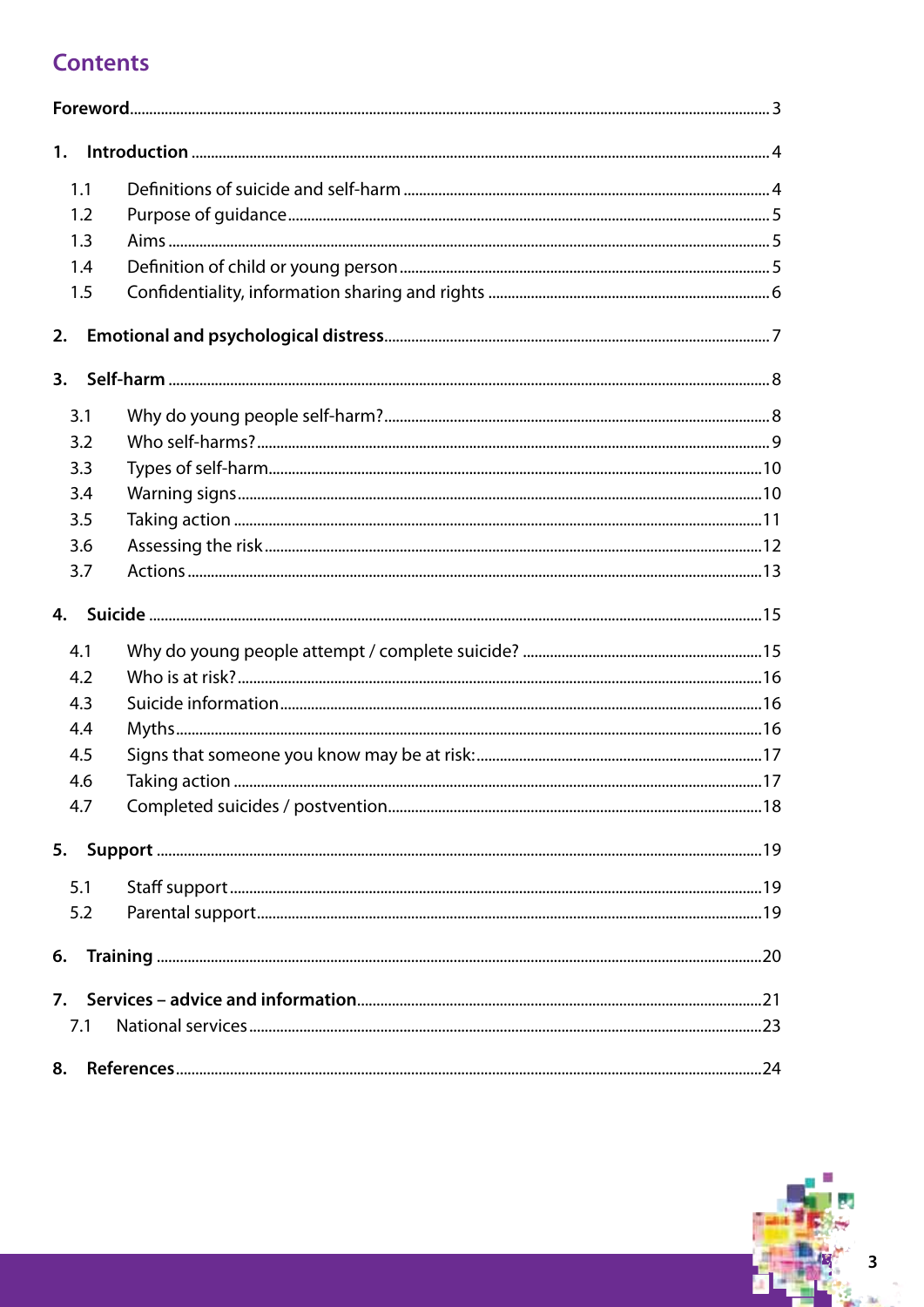# Contents

Foreword ... 3

1. Introduction ... 4
   - 1.1 Definitions of suicide and self-harm ... 4
   - 1.2 Purpose of guidance ... 5
   - 1.3 Aims ... 5
   - 1.4 Definition of child or young person ... 5
   - 1.5 Confidentiality, information sharing and rights ... 6

2. Emotional and psychological distress ... 7

3. Self-harm ... 8
   - 3.1 Why do young people self-harm? ... 8
   - 3.2 Who self-harms? ... 9
   - 3.3 Types of self-harm ... 10
   - 3.4 Warning signs ... 10
   - 3.5 Taking action ... 11
   - 3.6 Assessing the risk ... 12
   - 3.7 Actions ... 13

4. Suicide ... 15
   - 4.1 Why do young people attempt / complete suicide? ... 15
   - 4.2 Who is at risk? ... 16
   - 4.3 Suicide information ... 16
   - 4.4 Myths ... 16
   - 4.5 Signs that someone you know may be at risk: ... 17
   - 4.6 Taking action ... 17
   - 4.7 Completed suicides / postvention ... 18

5. Support ... 19
   - 5.1 Staff support ... 19
   - 5.2 Parental support ... 19

6. Training ... 20

7. Services – advice and information ... 21
   - 7.1 National services ... 23

8. References ... 24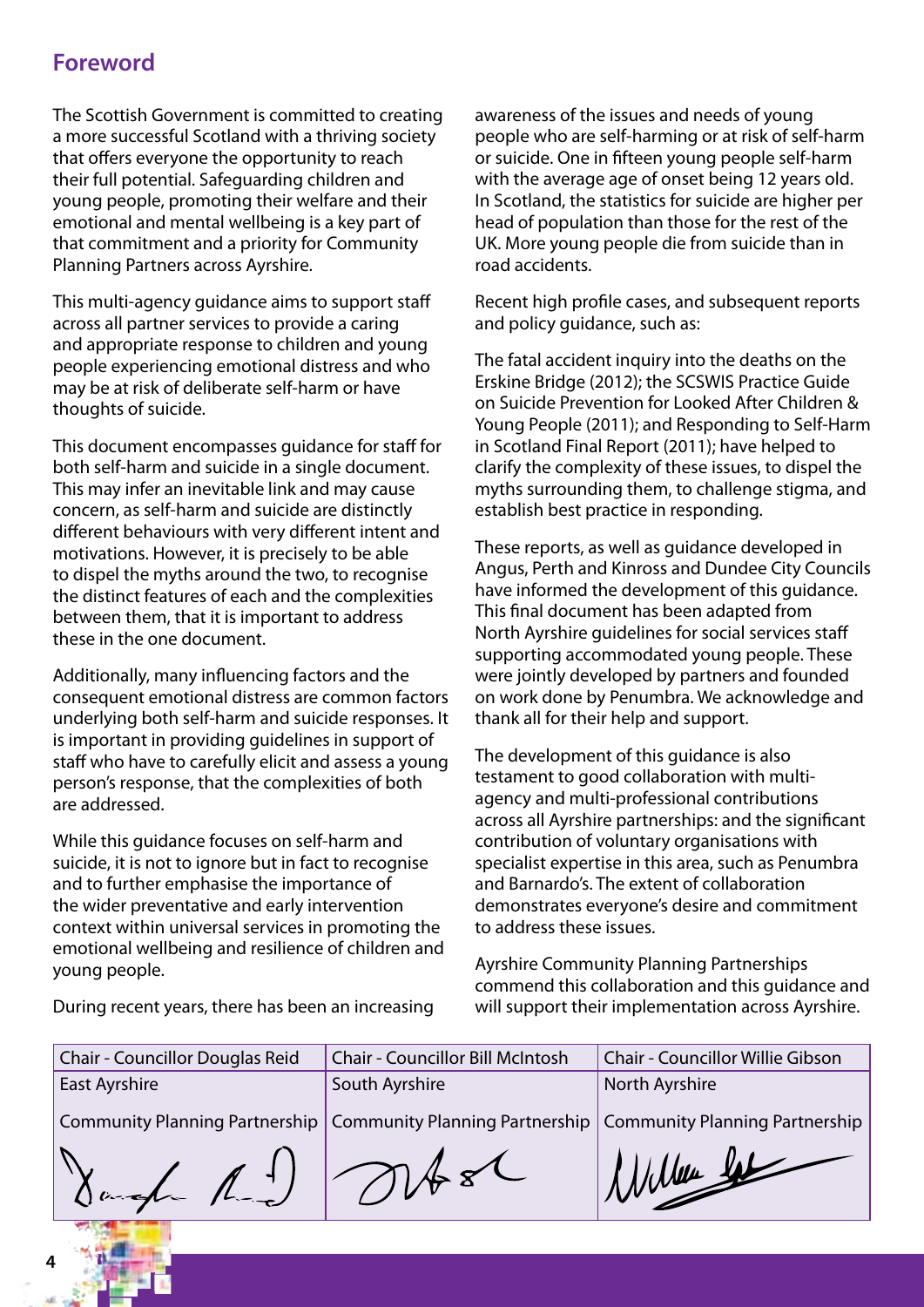## Foreword

The Scottish Government is committed to creating a more successful Scotland with a thriving society that offers everyone the opportunity to reach their full potential. Safeguarding children and young people, promoting their welfare and their emotional and mental wellbeing is a key part of that commitment and a priority for Community Planning Partners across Ayrshire.

This multi-agency guidance aims to support staff across all partner services to provide a caring and appropriate response to children and young people experiencing emotional distress and who may be at risk of deliberate self-harm or have thoughts of suicide.

This document encompasses guidance for staff for both self-harm and suicide in a single document. This may infer an inevitable link and may cause concern, as self-harm and suicide are distinctly different behaviours with very different intent and motivations. However, it is precisely to be able to dispel the myths around the two, to recognise the distinct features of each and the complexities between them, that it is important to address these in the one document.

Additionally, many influencing factors and the consequent emotional distress are common factors underlying both self-harm and suicide responses. It is important in providing guidelines in support of staff who have to carefully elicit and assess a young person's response, that the complexities of both are addressed.

While this guidance focuses on self-harm and suicide, it is not to ignore but in fact to recognise and to further emphasise the importance of the wider preventative and early intervention context within universal services in promoting the emotional wellbeing and resilience of children and young people.

During recent years, there has been an increasing awareness of the issues and needs of young people who are self-harming or at risk of self-harm or suicide. One in fifteen young people self-harm with the average age of onset being 12 years old. In Scotland, the statistics for suicide are higher per head of population than those for the rest of the UK. More young people die from suicide than in road accidents.

Recent high profile cases, and subsequent reports and policy guidance, such as:

The fatal accident inquiry into the deaths on the Erskine Bridge (2012); the SCSWIS Practice Guide on Suicide Prevention for Looked After Children & Young People (2011); and Responding to Self-Harm in Scotland Final Report (2011); have helped to clarify the complexity of these issues, to dispel the myths surrounding them, to challenge stigma, and establish best practice in responding.

These reports, as well as guidance developed in Angus, Perth and Kinross and Dundee City Councils have informed the development of this guidance. This final document has been adapted from North Ayrshire guidelines for social services staff supporting accommodated young people. These were jointly developed by partners and founded on work done by Penumbra. We acknowledge and thank all for their help and support.

The development of this guidance is also testament to good collaboration with multi-agency and multi-professional contributions across all Ayrshire partnerships: and the significant contribution of voluntary organisations with specialist expertise in this area, such as Penumbra and Barnardo's. The extent of collaboration demonstrates everyone's desire and commitment to address these issues.

Ayrshire Community Planning Partnerships commend this collaboration and this guidance and will support their implementation across Ayrshire.

| Chair - Councillor Douglas Reid | Chair - Councillor Bill McIntosh | Chair - Councillor Willie Gibson |
| --- | --- | --- |
| East Ayrshire | South Ayrshire | North Ayrshire |
| Community Planning Partnership | Community Planning Partnership | Community Planning Partnership |
| [signature] | [signature] | [signature] |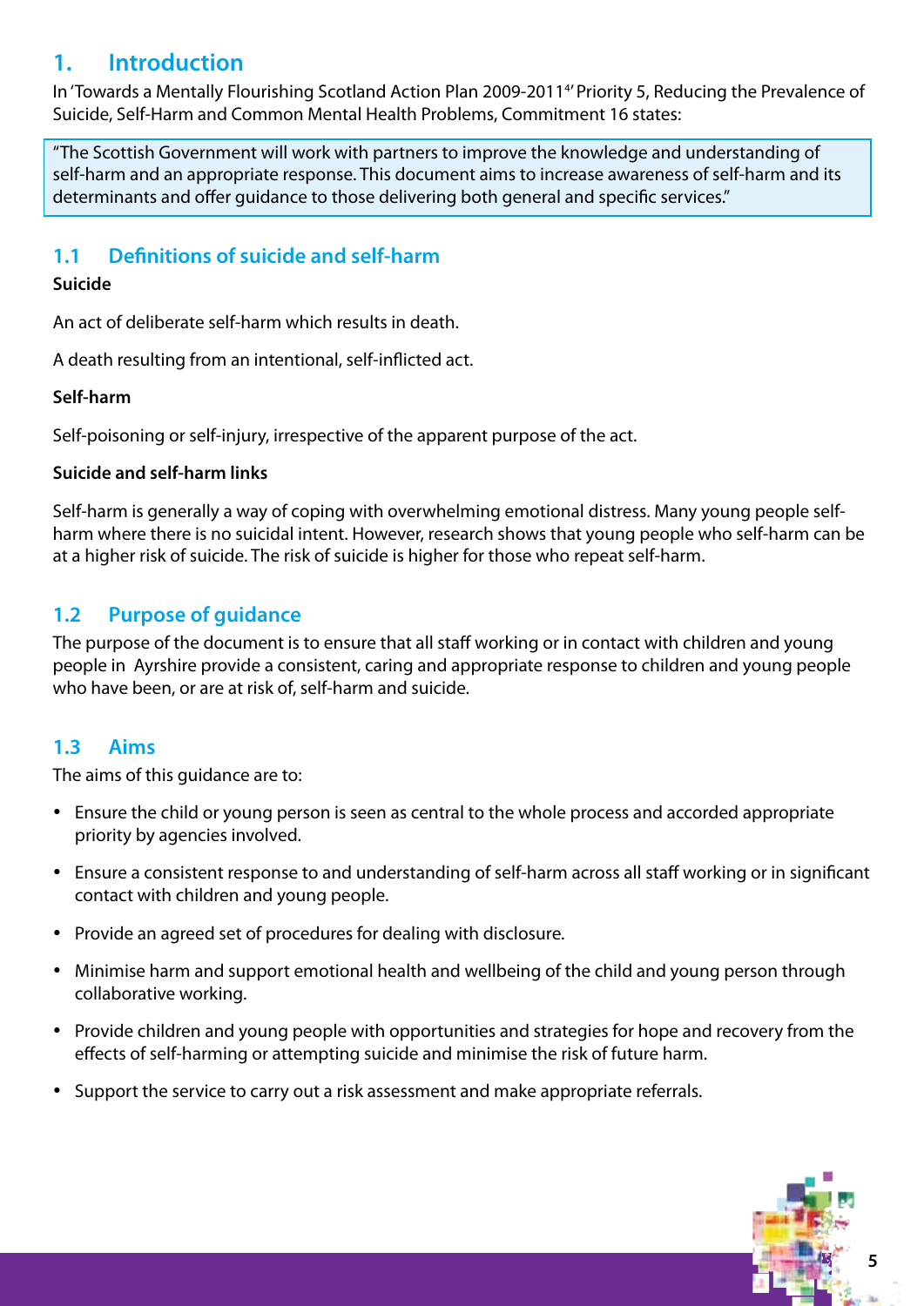## 1. Introduction

In 'Towards a Mentally Flourishing Scotland Action Plan 2009-2011[4]' Priority 5, Reducing the Prevalence of Suicide, Self-Harm and Common Mental Health Problems, Commitment 16 states:

> "The Scottish Government will work with partners to improve the knowledge and understanding of self-harm and an appropriate response. This document aims to increase awareness of self-harm and its determinants and offer guidance to those delivering both general and specific services."

### 1.1 Definitions of suicide and self-harm

**Suicide**

An act of deliberate self-harm which results in death.

A death resulting from an intentional, self-inflicted act.

**Self-harm**

Self-poisoning or self-injury, irrespective of the apparent purpose of the act.

**Suicide and self-harm links**

Self-harm is generally a way of coping with overwhelming emotional distress. Many young people self-harm where there is no suicidal intent. However, research shows that young people who self-harm can be at a higher risk of suicide. The risk of suicide is higher for those who repeat self-harm.

### 1.2 Purpose of guidance

The purpose of the document is to ensure that all staff working or in contact with children and young people in Ayrshire provide a consistent, caring and appropriate response to children and young people who have been, or are at risk of, self-harm and suicide.

### 1.3 Aims

The aims of this guidance are to:

- Ensure the child or young person is seen as central to the whole process and accorded appropriate priority by agencies involved.
- Ensure a consistent response to and understanding of self-harm across all staff working or in significant contact with children and young people.
- Provide an agreed set of procedures for dealing with disclosure.
- Minimise harm and support emotional health and wellbeing of the child and young person through collaborative working.
- Provide children and young people with opportunities and strategies for hope and recovery from the effects of self-harming or attempting suicide and minimise the risk of future harm.
- Support the service to carry out a risk assessment and make appropriate referrals.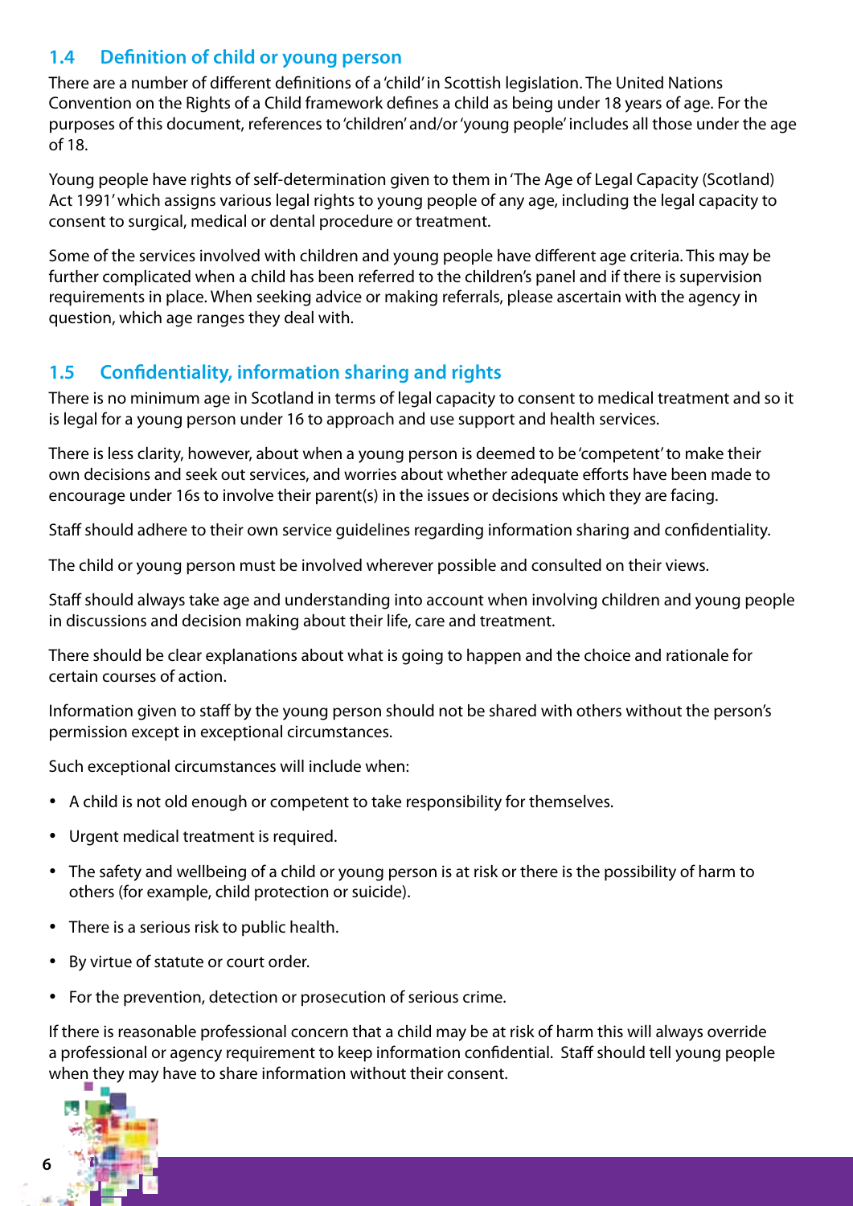## 1.4 Definition of child or young person

There are a number of different definitions of a 'child' in Scottish legislation. The United Nations Convention on the Rights of a Child framework defines a child as being under 18 years of age. For the purposes of this document, references to 'children' and/or 'young people' includes all those under the age of 18.

Young people have rights of self-determination given to them in 'The Age of Legal Capacity (Scotland) Act 1991' which assigns various legal rights to young people of any age, including the legal capacity to consent to surgical, medical or dental procedure or treatment.

Some of the services involved with children and young people have different age criteria. This may be further complicated when a child has been referred to the children's panel and if there is supervision requirements in place. When seeking advice or making referrals, please ascertain with the agency in question, which age ranges they deal with.

## 1.5 Confidentiality, information sharing and rights

There is no minimum age in Scotland in terms of legal capacity to consent to medical treatment and so it is legal for a young person under 16 to approach and use support and health services.

There is less clarity, however, about when a young person is deemed to be 'competent' to make their own decisions and seek out services, and worries about whether adequate efforts have been made to encourage under 16s to involve their parent(s) in the issues or decisions which they are facing.

Staff should adhere to their own service guidelines regarding information sharing and confidentiality.

The child or young person must be involved wherever possible and consulted on their views.

Staff should always take age and understanding into account when involving children and young people in discussions and decision making about their life, care and treatment.

There should be clear explanations about what is going to happen and the choice and rationale for certain courses of action.

Information given to staff by the young person should not be shared with others without the person's permission except in exceptional circumstances.

Such exceptional circumstances will include when:

- A child is not old enough or competent to take responsibility for themselves.
- Urgent medical treatment is required.
- The safety and wellbeing of a child or young person is at risk or there is the possibility of harm to others (for example, child protection or suicide).
- There is a serious risk to public health.
- By virtue of statute or court order.
- For the prevention, detection or prosecution of serious crime.

If there is reasonable professional concern that a child may be at risk of harm this will always override a professional or agency requirement to keep information confidential. Staff should tell young people when they may have to share information without their consent.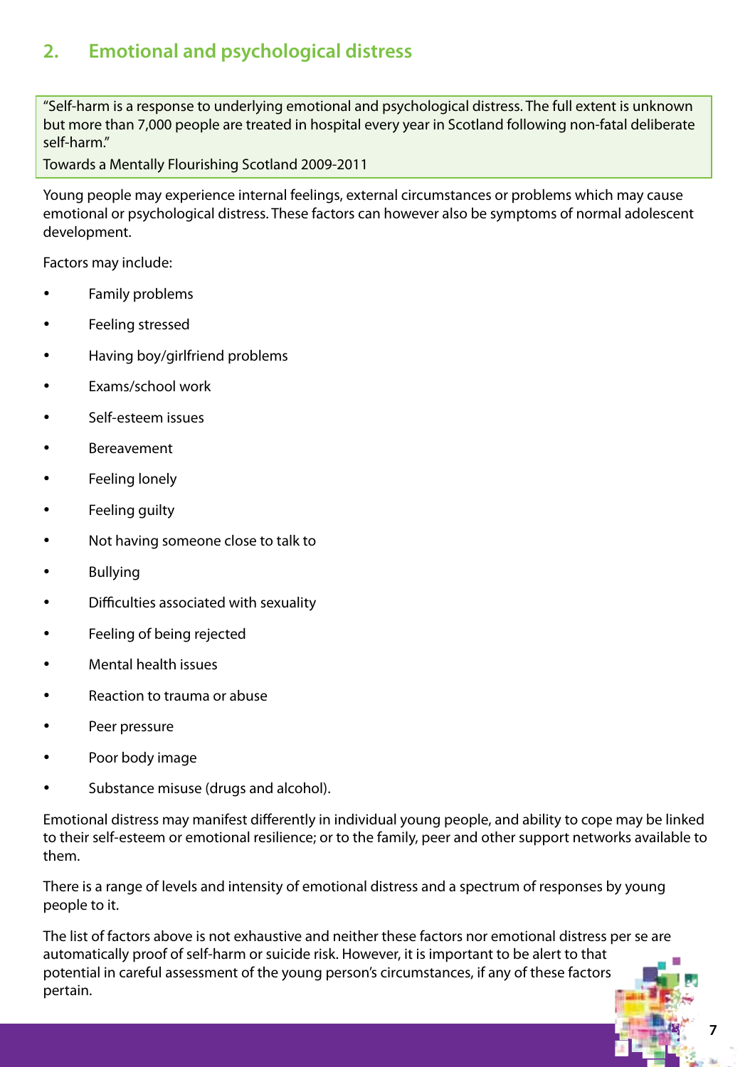## 2. Emotional and psychological distress

> "Self-harm is a response to underlying emotional and psychological distress. The full extent is unknown but more than 7,000 people are treated in hospital every year in Scotland following non-fatal deliberate self-harm."
>
> Towards a Mentally Flourishing Scotland 2009-2011

Young people may experience internal feelings, external circumstances or problems which may cause emotional or psychological distress. These factors can however also be symptoms of normal adolescent development.

Factors may include:

- Family problems
- Feeling stressed
- Having boy/girlfriend problems
- Exams/school work
- Self-esteem issues
- Bereavement
- Feeling lonely
- Feeling guilty
- Not having someone close to talk to
- Bullying
- Difficulties associated with sexuality
- Feeling of being rejected
- Mental health issues
- Reaction to trauma or abuse
- Peer pressure
- Poor body image
- Substance misuse (drugs and alcohol).

Emotional distress may manifest differently in individual young people, and ability to cope may be linked to their self-esteem or emotional resilience; or to the family, peer and other support networks available to them.

There is a range of levels and intensity of emotional distress and a spectrum of responses by young people to it.

The list of factors above is not exhaustive and neither these factors nor emotional distress per se are automatically proof of self-harm or suicide risk. However, it is important to be alert to that potential in careful assessment of the young person's circumstances, if any of these factors pertain.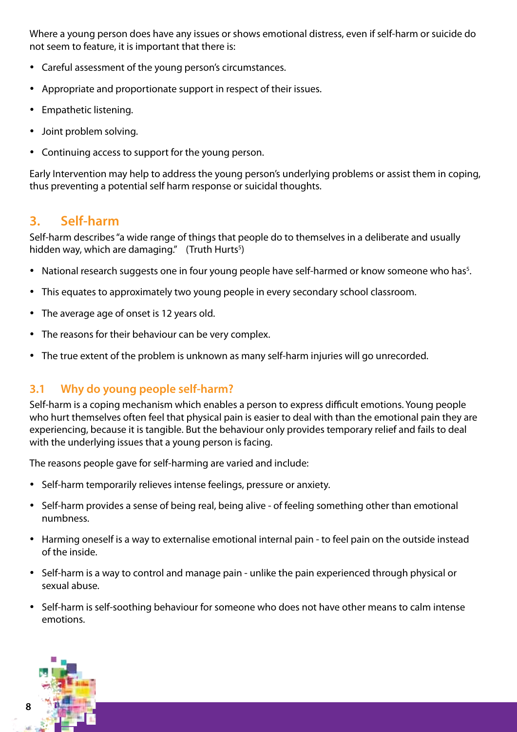Where a young person does have any issues or shows emotional distress, even if self-harm or suicide do not seem to feature, it is important that there is:

- Careful assessment of the young person's circumstances.
- Appropriate and proportionate support in respect of their issues.
- Empathetic listening.
- Joint problem solving.
- Continuing access to support for the young person.

Early Intervention may help to address the young person's underlying problems or assist them in coping, thus preventing a potential self harm response or suicidal thoughts.

## 3. Self-harm

Self-harm describes "a wide range of things that people do to themselves in a deliberate and usually hidden way, which are damaging." (Truth Hurts[5])

- National research suggests one in four young people have self-harmed or know someone who has[5].
- This equates to approximately two young people in every secondary school classroom.
- The average age of onset is 12 years old.
- The reasons for their behaviour can be very complex.
- The true extent of the problem is unknown as many self-harm injuries will go unrecorded.

### 3.1 Why do young people self-harm?

Self-harm is a coping mechanism which enables a person to express difficult emotions. Young people who hurt themselves often feel that physical pain is easier to deal with than the emotional pain they are experiencing, because it is tangible. But the behaviour only provides temporary relief and fails to deal with the underlying issues that a young person is facing.

The reasons people gave for self-harming are varied and include:

- Self-harm temporarily relieves intense feelings, pressure or anxiety.
- Self-harm provides a sense of being real, being alive - of feeling something other than emotional numbness.
- Harming oneself is a way to externalise emotional internal pain - to feel pain on the outside instead of the inside.
- Self-harm is a way to control and manage pain - unlike the pain experienced through physical or sexual abuse.
- Self-harm is self-soothing behaviour for someone who does not have other means to calm intense emotions.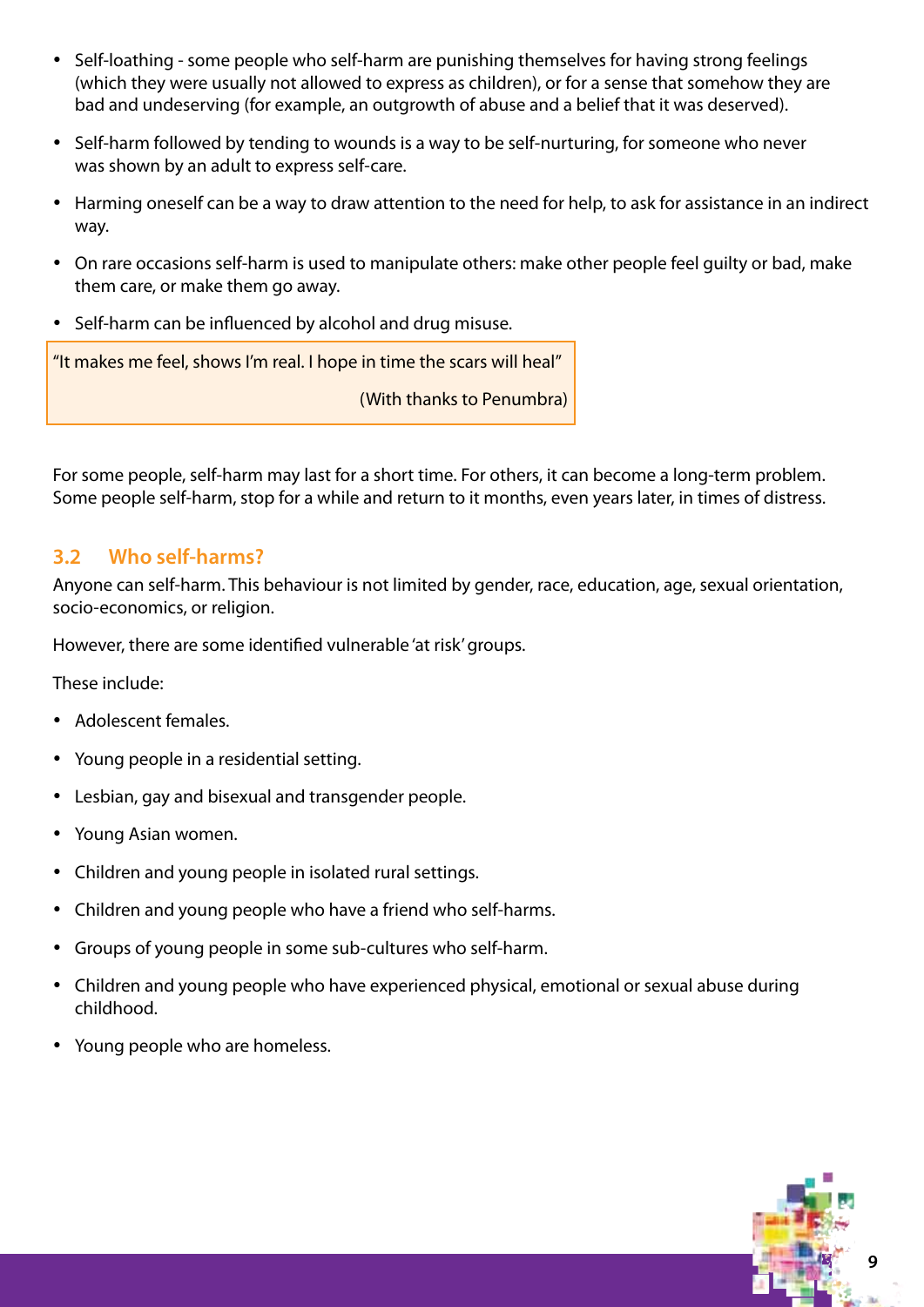- Self-loathing - some people who self-harm are punishing themselves for having strong feelings (which they were usually not allowed to express as children), or for a sense that somehow they are bad and undeserving (for example, an outgrowth of abuse and a belief that it was deserved).
- Self-harm followed by tending to wounds is a way to be self-nurturing, for someone who never was shown by an adult to express self-care.
- Harming oneself can be a way to draw attention to the need for help, to ask for assistance in an indirect way.
- On rare occasions self-harm is used to manipulate others: make other people feel guilty or bad, make them care, or make them go away.
- Self-harm can be influenced by alcohol and drug misuse.

> "It makes me feel, shows I'm real. I hope in time the scars will heal"
>
> (With thanks to Penumbra)

For some people, self-harm may last for a short time. For others, it can become a long-term problem. Some people self-harm, stop for a while and return to it months, even years later, in times of distress.

## 3.2 Who self-harms?

Anyone can self-harm. This behaviour is not limited by gender, race, education, age, sexual orientation, socio-economics, or religion.

However, there are some identified vulnerable 'at risk' groups.

These include:

- Adolescent females.
- Young people in a residential setting.
- Lesbian, gay and bisexual and transgender people.
- Young Asian women.
- Children and young people in isolated rural settings.
- Children and young people who have a friend who self-harms.
- Groups of young people in some sub-cultures who self-harm.
- Children and young people who have experienced physical, emotional or sexual abuse during childhood.
- Young people who are homeless.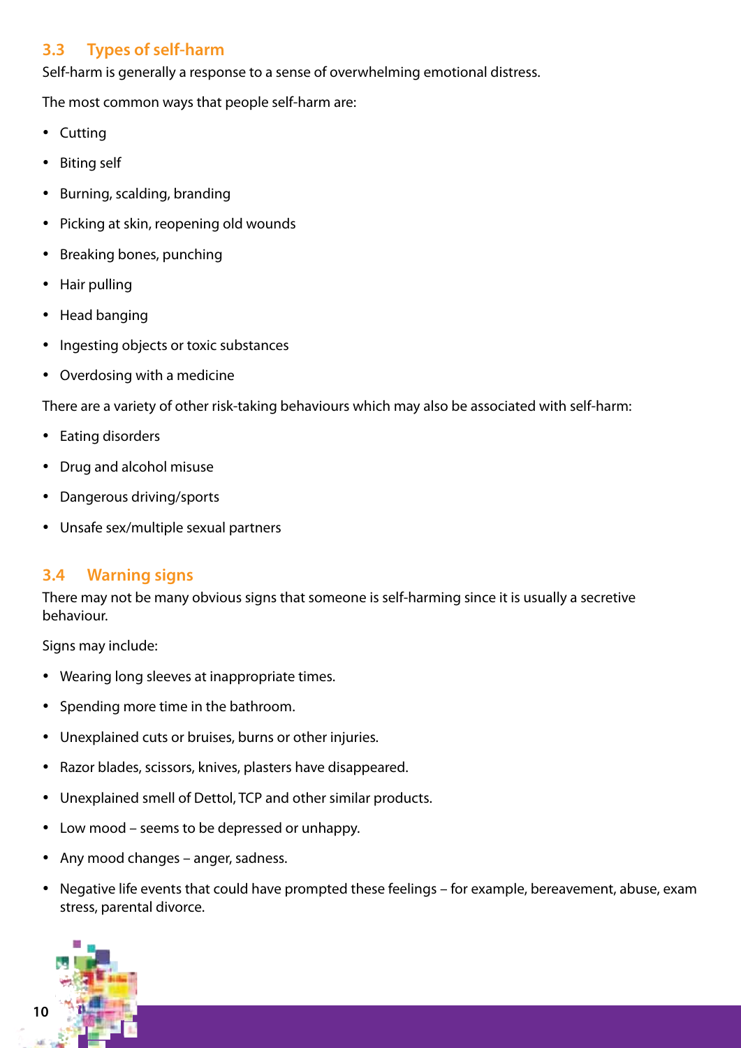## 3.3 Types of self-harm

Self-harm is generally a response to a sense of overwhelming emotional distress.

The most common ways that people self-harm are:

- Cutting
- Biting self
- Burning, scalding, branding
- Picking at skin, reopening old wounds
- Breaking bones, punching
- Hair pulling
- Head banging
- Ingesting objects or toxic substances
- Overdosing with a medicine

There are a variety of other risk-taking behaviours which may also be associated with self-harm:

- Eating disorders
- Drug and alcohol misuse
- Dangerous driving/sports
- Unsafe sex/multiple sexual partners

## 3.4 Warning signs

There may not be many obvious signs that someone is self-harming since it is usually a secretive behaviour.

Signs may include:

- Wearing long sleeves at inappropriate times.
- Spending more time in the bathroom.
- Unexplained cuts or bruises, burns or other injuries.
- Razor blades, scissors, knives, plasters have disappeared.
- Unexplained smell of Dettol, TCP and other similar products.
- Low mood – seems to be depressed or unhappy.
- Any mood changes – anger, sadness.
- Negative life events that could have prompted these feelings – for example, bereavement, abuse, exam stress, parental divorce.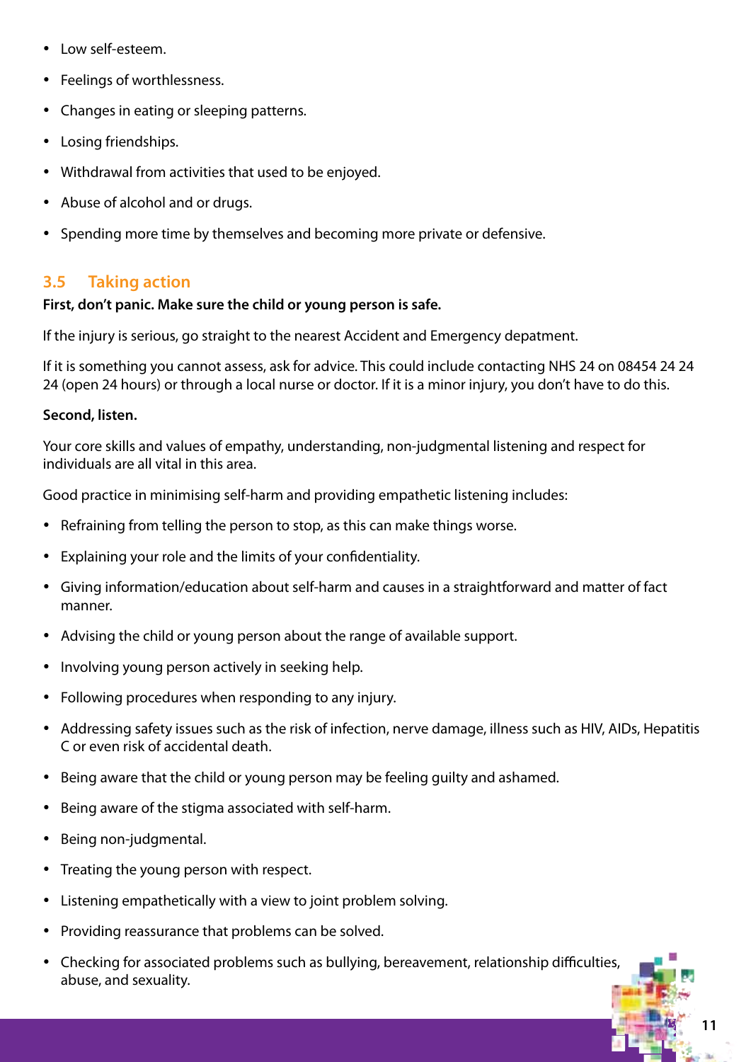- Low self-esteem.
- Feelings of worthlessness.
- Changes in eating or sleeping patterns.
- Losing friendships.
- Withdrawal from activities that used to be enjoyed.
- Abuse of alcohol and or drugs.
- Spending more time by themselves and becoming more private or defensive.

## 3.5 Taking action

**First, don't panic. Make sure the child or young person is safe.**

If the injury is serious, go straight to the nearest Accident and Emergency depatment.

If it is something you cannot assess, ask for advice. This could include contacting NHS 24 on 08454 24 24 24 (open 24 hours) or through a local nurse or doctor. If it is a minor injury, you don't have to do this.

**Second, listen.**

Your core skills and values of empathy, understanding, non-judgmental listening and respect for individuals are all vital in this area.

Good practice in minimising self-harm and providing empathetic listening includes:

- Refraining from telling the person to stop, as this can make things worse.
- Explaining your role and the limits of your confidentiality.
- Giving information/education about self-harm and causes in a straightforward and matter of fact manner.
- Advising the child or young person about the range of available support.
- Involving young person actively in seeking help.
- Following procedures when responding to any injury.
- Addressing safety issues such as the risk of infection, nerve damage, illness such as HIV, AIDs, Hepatitis C or even risk of accidental death.
- Being aware that the child or young person may be feeling guilty and ashamed.
- Being aware of the stigma associated with self-harm.
- Being non-judgmental.
- Treating the young person with respect.
- Listening empathetically with a view to joint problem solving.
- Providing reassurance that problems can be solved.
- Checking for associated problems such as bullying, bereavement, relationship difficulties, abuse, and sexuality.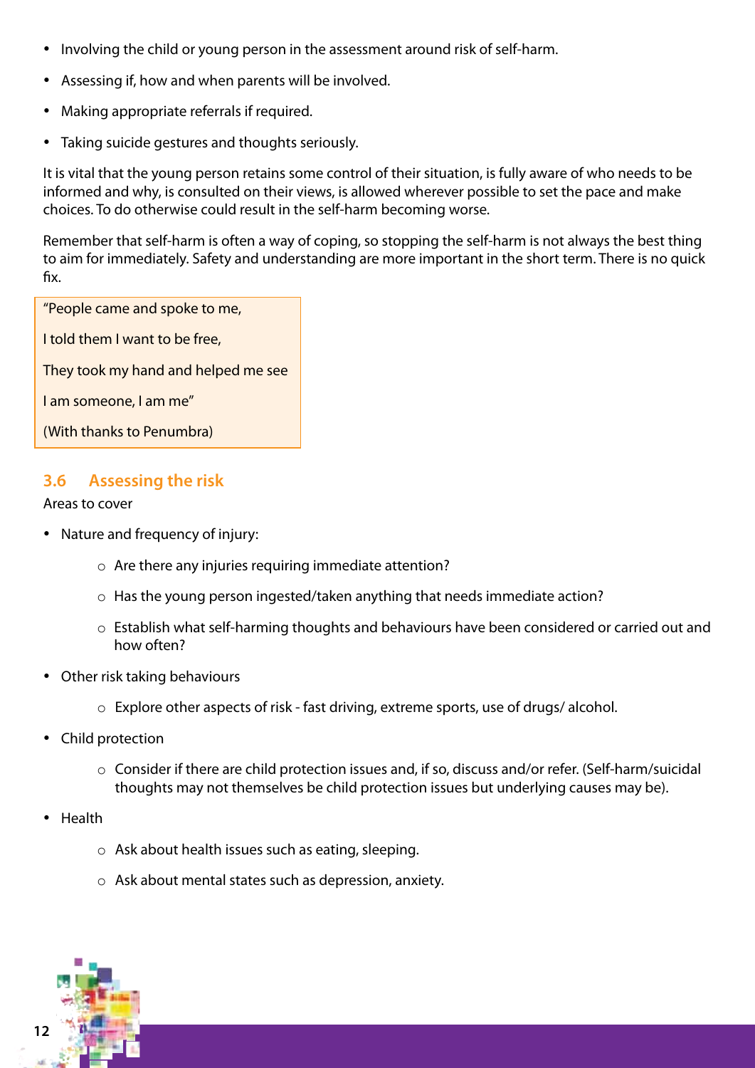- Involving the child or young person in the assessment around risk of self-harm.
- Assessing if, how and when parents will be involved.
- Making appropriate referrals if required.
- Taking suicide gestures and thoughts seriously.

It is vital that the young person retains some control of their situation, is fully aware of who needs to be informed and why, is consulted on their views, is allowed wherever possible to set the pace and make choices. To do otherwise could result in the self-harm becoming worse.

Remember that self-harm is often a way of coping, so stopping the self-harm is not always the best thing to aim for immediately. Safety and understanding are more important in the short term. There is no quick fix.

> "People came and spoke to me,
>
> I told them I want to be free,
>
> They took my hand and helped me see
>
> I am someone, I am me"
>
> (With thanks to Penumbra)

### 3.6 Assessing the risk

Areas to cover

- Nature and frequency of injury:
    - Are there any injuries requiring immediate attention?
    - Has the young person ingested/taken anything that needs immediate action?
    - Establish what self-harming thoughts and behaviours have been considered or carried out and how often?
- Other risk taking behaviours
    - Explore other aspects of risk - fast driving, extreme sports, use of drugs/ alcohol.
- Child protection
    - Consider if there are child protection issues and, if so, discuss and/or refer. (Self-harm/suicidal thoughts may not themselves be child protection issues but underlying causes may be).
- Health
    - Ask about health issues such as eating, sleeping.
    - Ask about mental states such as depression, anxiety.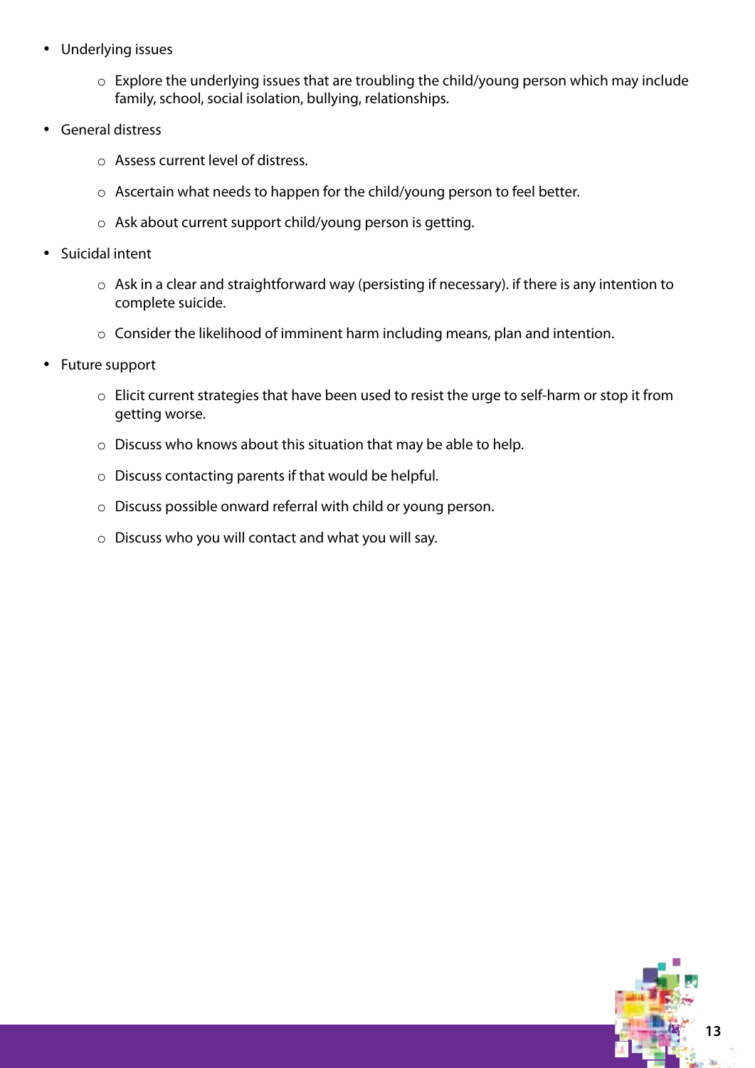- Underlying issues
    - Explore the underlying issues that are troubling the child/young person which may include family, school, social isolation, bullying, relationships.
- General distress
    - Assess current level of distress.
    - Ascertain what needs to happen for the child/young person to feel better.
    - Ask about current support child/young person is getting.
- Suicidal intent
    - Ask in a clear and straightforward way (persisting if necessary). if there is any intention to complete suicide.
    - Consider the likelihood of imminent harm including means, plan and intention.
- Future support
    - Elicit current strategies that have been used to resist the urge to self-harm or stop it from getting worse.
    - Discuss who knows about this situation that may be able to help.
    - Discuss contacting parents if that would be helpful.
    - Discuss possible onward referral with child or young person.
    - Discuss who you will contact and what you will say.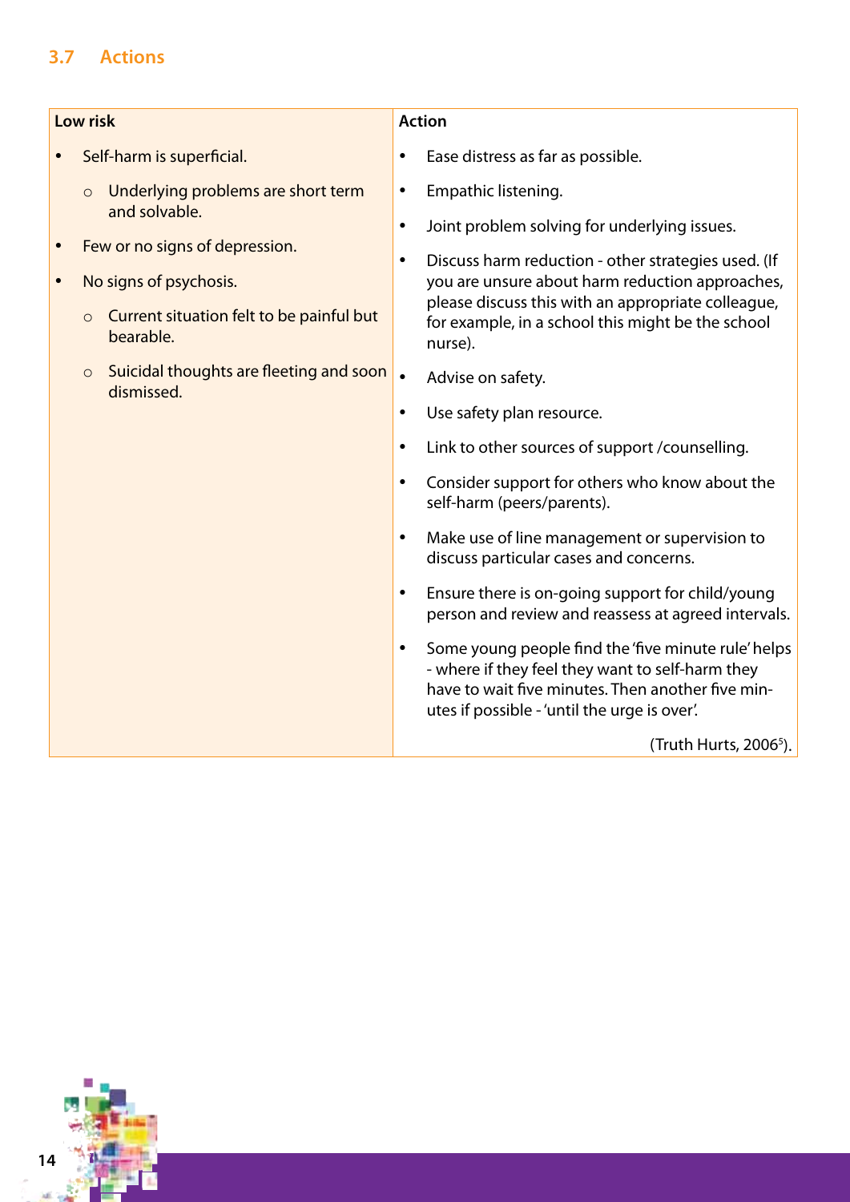## 3.7 Actions

| Low risk | Action |
|---|---|
| • Self-harm is superficial.<br>  ○ Underlying problems are short term and solvable.<br>• Few or no signs of depression.<br>• No signs of psychosis.<br>  ○ Current situation felt to be painful but bearable.<br>  ○ Suicidal thoughts are fleeting and soon dismissed. | • Ease distress as far as possible.<br>• Empathic listening.<br>• Joint problem solving for underlying issues.<br>• Discuss harm reduction - other strategies used. (If you are unsure about harm reduction approaches, please discuss this with an appropriate colleague, for example, in a school this might be the school nurse).<br>• Advise on safety.<br>• Use safety plan resource.<br>• Link to other sources of support /counselling.<br>• Consider support for others who know about the self-harm (peers/parents).<br>• Make use of line management or supervision to discuss particular cases and concerns.<br>• Ensure there is on-going support for child/young person and review and reassess at agreed intervals.<br>• Some young people find the 'five minute rule' helps - where if they feel they want to self-harm they have to wait five minutes. Then another five minutes if possible - 'until the urge is over'.<br>(Truth Hurts, 2006[5]). |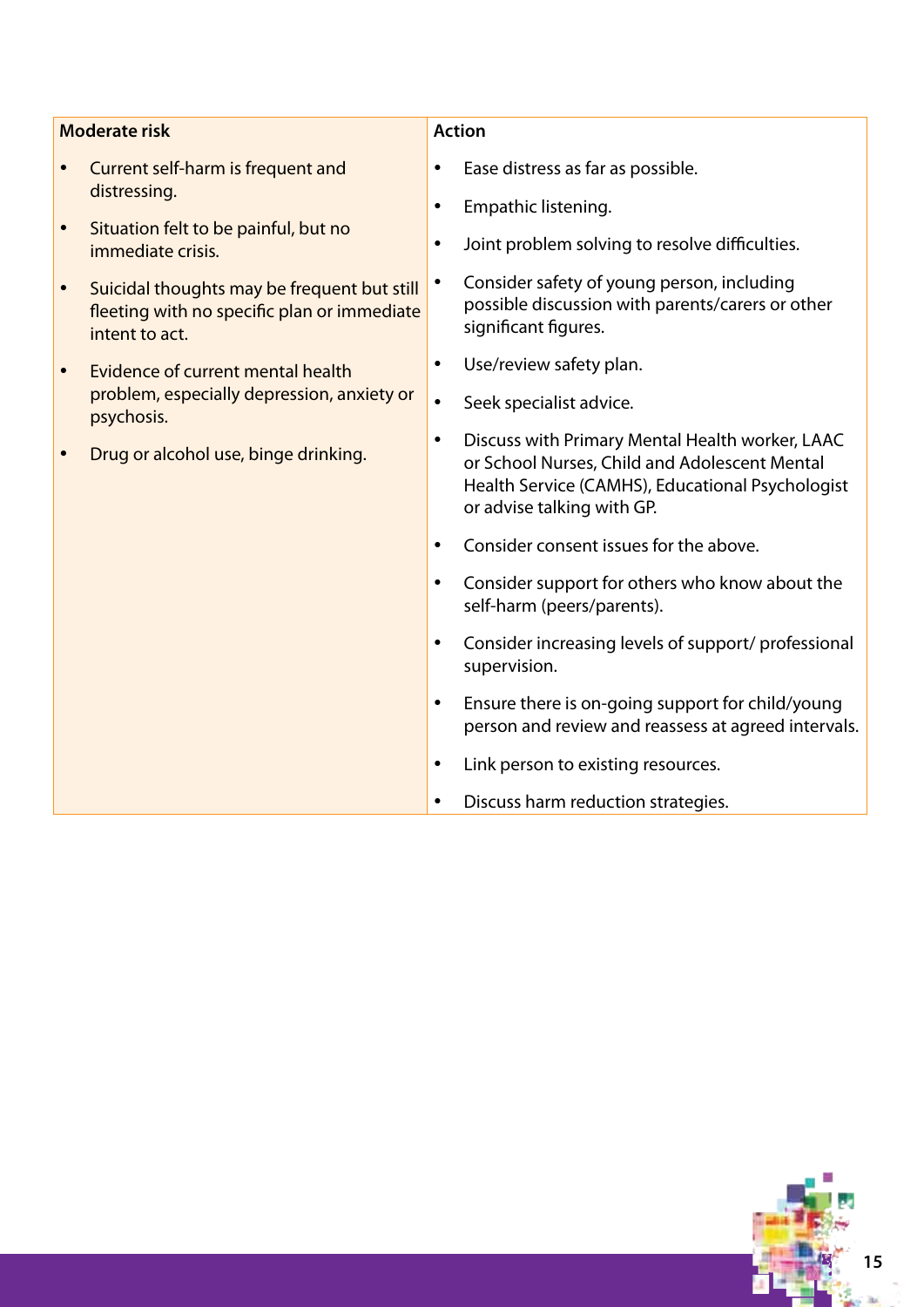| Moderate risk | Action |
| --- | --- |
| • Current self-harm is frequent and distressing.<br>• Situation felt to be painful, but no immediate crisis.<br>• Suicidal thoughts may be frequent but still fleeting with no specific plan or immediate intent to act.<br>• Evidence of current mental health problem, especially depression, anxiety or psychosis.<br>• Drug or alcohol use, binge drinking. | • Ease distress as far as possible.<br>• Empathic listening.<br>• Joint problem solving to resolve difficulties.<br>• Consider safety of young person, including possible discussion with parents/carers or other significant figures.<br>• Use/review safety plan.<br>• Seek specialist advice.<br>• Discuss with Primary Mental Health worker, LAAC or School Nurses, Child and Adolescent Mental Health Service (CAMHS), Educational Psychologist or advise talking with GP.<br>• Consider consent issues for the above.<br>• Consider support for others who know about the self-harm (peers/parents).<br>• Consider increasing levels of support/ professional supervision.<br>• Ensure there is on-going support for child/young person and review and reassess at agreed intervals.<br>• Link person to existing resources.<br>• Discuss harm reduction strategies. |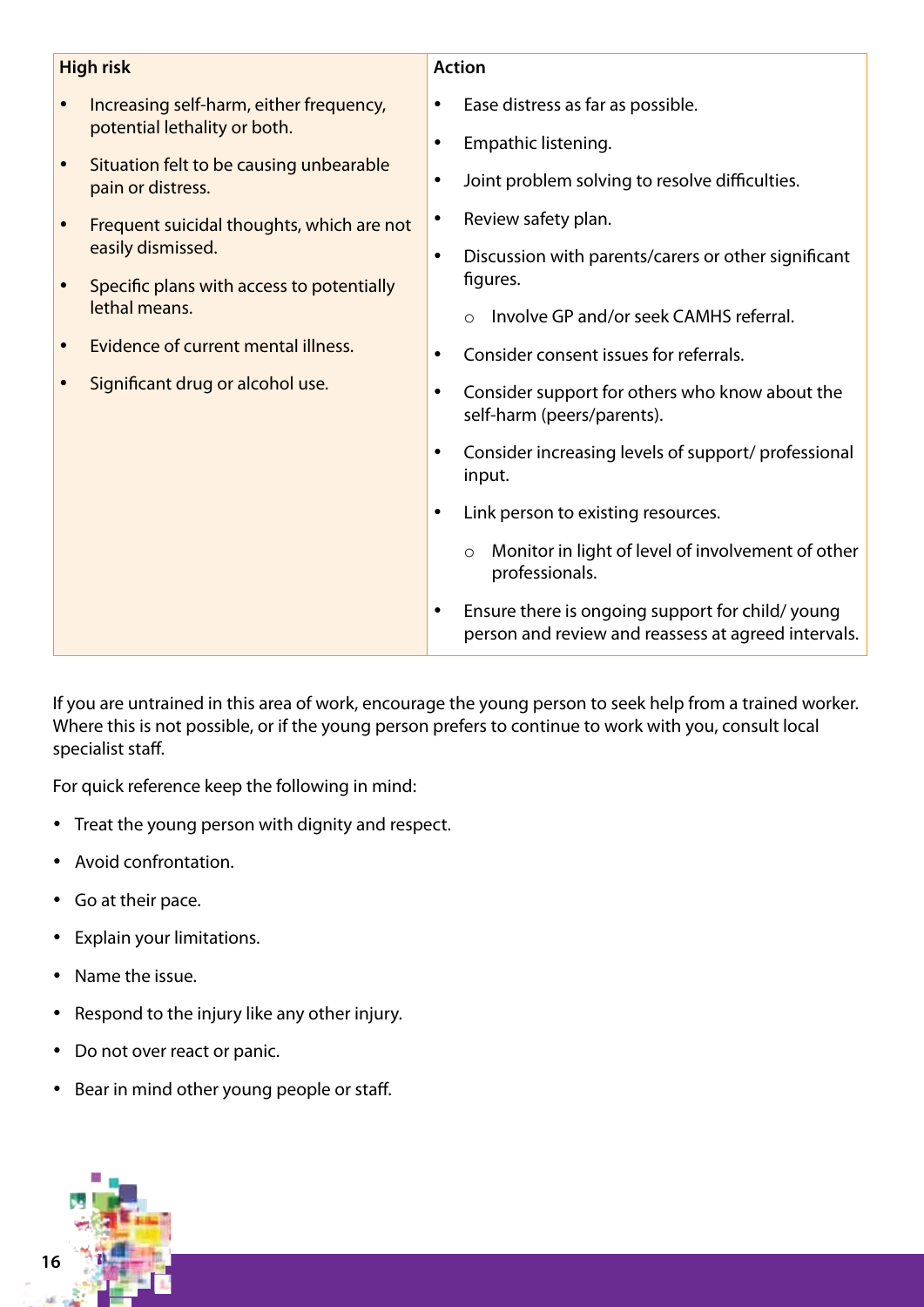| High risk | Action |
|---|---|
| • Increasing self-harm, either frequency, potential lethality or both.<br>• Situation felt to be causing unbearable pain or distress.<br>• Frequent suicidal thoughts, which are not easily dismissed.<br>• Specific plans with access to potentially lethal means.<br>• Evidence of current mental illness.<br>• Significant drug or alcohol use. | • Ease distress as far as possible.<br>• Empathic listening.<br>• Joint problem solving to resolve difficulties.<br>• Review safety plan.<br>• Discussion with parents/carers or other significant figures.<br>  ○ Involve GP and/or seek CAMHS referral.<br>• Consider consent issues for referrals.<br>• Consider support for others who know about the self-harm (peers/parents).<br>• Consider increasing levels of support/ professional input.<br>• Link person to existing resources.<br>  ○ Monitor in light of level of involvement of other professionals.<br>• Ensure there is ongoing support for child/ young person and review and reassess at agreed intervals. |

If you are untrained in this area of work, encourage the young person to seek help from a trained worker. Where this is not possible, or if the young person prefers to continue to work with you, consult local specialist staff.

For quick reference keep the following in mind:

- Treat the young person with dignity and respect.
- Avoid confrontation.
- Go at their pace.
- Explain your limitations.
- Name the issue.
- Respond to the injury like any other injury.
- Do not over react or panic.
- Bear in mind other young people or staff.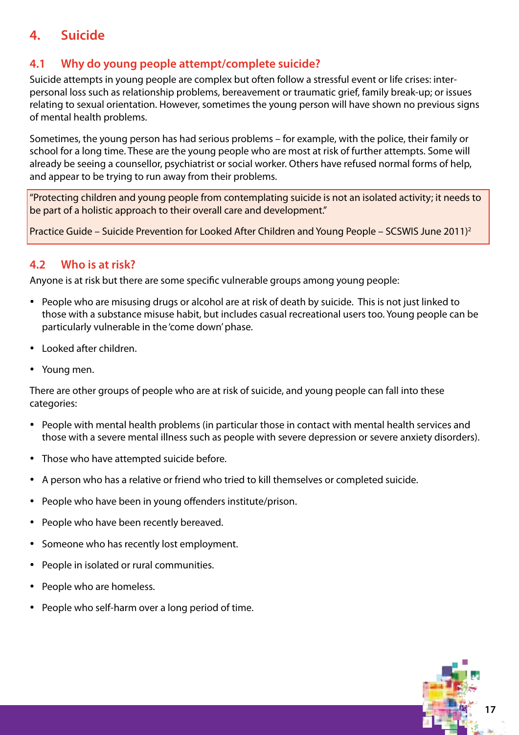# 4. Suicide

## 4.1 Why do young people attempt/complete suicide?

Suicide attempts in young people are complex but often follow a stressful event or life crises: inter-personal loss such as relationship problems, bereavement or traumatic grief, family break-up; or issues relating to sexual orientation. However, sometimes the young person will have shown no previous signs of mental health problems.

Sometimes, the young person has had serious problems – for example, with the police, their family or school for a long time. These are the young people who are most at risk of further attempts. Some will already be seeing a counsellor, psychiatrist or social worker. Others have refused normal forms of help, and appear to be trying to run away from their problems.

> "Protecting children and young people from contemplating suicide is not an isolated activity; it needs to be part of a holistic approach to their overall care and development."
>
> Practice Guide – Suicide Prevention for Looked After Children and Young People – SCSWIS June 2011)[2]

## 4.2 Who is at risk?

Anyone is at risk but there are some specific vulnerable groups among young people:

- People who are misusing drugs or alcohol are at risk of death by suicide. This is not just linked to those with a substance misuse habit, but includes casual recreational users too. Young people can be particularly vulnerable in the 'come down' phase.
- Looked after children.
- Young men.

There are other groups of people who are at risk of suicide, and young people can fall into these categories:

- People with mental health problems (in particular those in contact with mental health services and those with a severe mental illness such as people with severe depression or severe anxiety disorders).
- Those who have attempted suicide before.
- A person who has a relative or friend who tried to kill themselves or completed suicide.
- People who have been in young offenders institute/prison.
- People who have been recently bereaved.
- Someone who has recently lost employment.
- People in isolated or rural communities.
- People who are homeless.
- People who self-harm over a long period of time.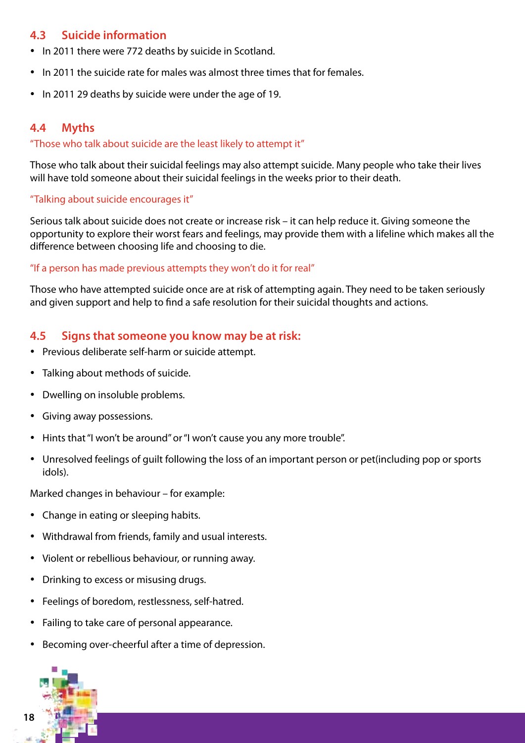## 4.3 Suicide information

- In 2011 there were 772 deaths by suicide in Scotland.
- In 2011 the suicide rate for males was almost three times that for females.
- In 2011 29 deaths by suicide were under the age of 19.

## 4.4 Myths

"Those who talk about suicide are the least likely to attempt it"

Those who talk about their suicidal feelings may also attempt suicide. Many people who take their lives will have told someone about their suicidal feelings in the weeks prior to their death.

"Talking about suicide encourages it"

Serious talk about suicide does not create or increase risk – it can help reduce it. Giving someone the opportunity to explore their worst fears and feelings, may provide them with a lifeline which makes all the difference between choosing life and choosing to die.

"If a person has made previous attempts they won't do it for real"

Those who have attempted suicide once are at risk of attempting again. They need to be taken seriously and given support and help to find a safe resolution for their suicidal thoughts and actions.

## 4.5 Signs that someone you know may be at risk:

- Previous deliberate self-harm or suicide attempt.
- Talking about methods of suicide.
- Dwelling on insoluble problems.
- Giving away possessions.
- Hints that "I won't be around" or "I won't cause you any more trouble".
- Unresolved feelings of guilt following the loss of an important person or pet(including pop or sports idols).

Marked changes in behaviour – for example:

- Change in eating or sleeping habits.
- Withdrawal from friends, family and usual interests.
- Violent or rebellious behaviour, or running away.
- Drinking to excess or misusing drugs.
- Feelings of boredom, restlessness, self-hatred.
- Failing to take care of personal appearance.
- Becoming over-cheerful after a time of depression.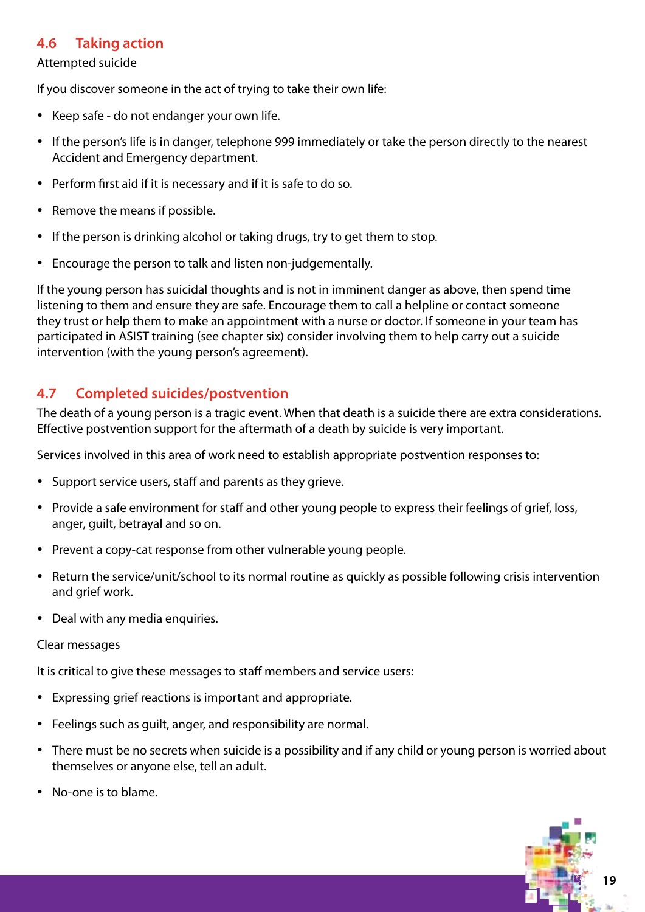## 4.6 Taking action

Attempted suicide

If you discover someone in the act of trying to take their own life:

- Keep safe - do not endanger your own life.
- If the person's life is in danger, telephone 999 immediately or take the person directly to the nearest Accident and Emergency department.
- Perform first aid if it is necessary and if it is safe to do so.
- Remove the means if possible.
- If the person is drinking alcohol or taking drugs, try to get them to stop.
- Encourage the person to talk and listen non-judgementally.

If the young person has suicidal thoughts and is not in imminent danger as above, then spend time listening to them and ensure they are safe. Encourage them to call a helpline or contact someone they trust or help them to make an appointment with a nurse or doctor. If someone in your team has participated in ASIST training (see chapter six) consider involving them to help carry out a suicide intervention (with the young person's agreement).

## 4.7 Completed suicides/postvention

The death of a young person is a tragic event. When that death is a suicide there are extra considerations. Effective postvention support for the aftermath of a death by suicide is very important.

Services involved in this area of work need to establish appropriate postvention responses to:

- Support service users, staff and parents as they grieve.
- Provide a safe environment for staff and other young people to express their feelings of grief, loss, anger, guilt, betrayal and so on.
- Prevent a copy-cat response from other vulnerable young people.
- Return the service/unit/school to its normal routine as quickly as possible following crisis intervention and grief work.
- Deal with any media enquiries.

Clear messages

It is critical to give these messages to staff members and service users:

- Expressing grief reactions is important and appropriate.
- Feelings such as guilt, anger, and responsibility are normal.
- There must be no secrets when suicide is a possibility and if any child or young person is worried about themselves or anyone else, tell an adult.
- No-one is to blame.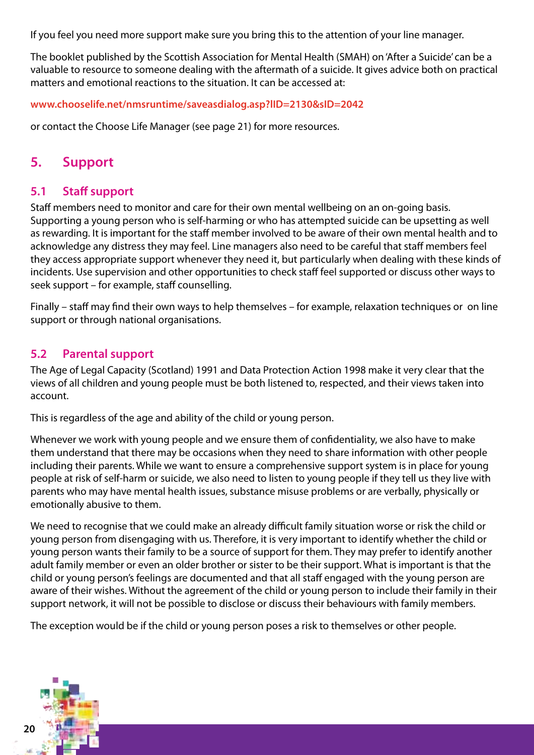If you feel you need more support make sure you bring this to the attention of your line manager.

The booklet published by the Scottish Association for Mental Health (SMAH) on 'After a Suicide' can be a valuable to resource to someone dealing with the aftermath of a suicide. It gives advice both on practical matters and emotional reactions to the situation. It can be accessed at:

**www.chooselife.net/nmsruntime/saveasdialog.asp?lID=2130&sID=2042**

or contact the Choose Life Manager (see page 21) for more resources.

## 5. Support

### 5.1 Staff support

Staff members need to monitor and care for their own mental wellbeing on an on-going basis. Supporting a young person who is self-harming or who has attempted suicide can be upsetting as well as rewarding. It is important for the staff member involved to be aware of their own mental health and to acknowledge any distress they may feel. Line managers also need to be careful that staff members feel they access appropriate support whenever they need it, but particularly when dealing with these kinds of incidents. Use supervision and other opportunities to check staff feel supported or discuss other ways to seek support – for example, staff counselling.

Finally – staff may find their own ways to help themselves – for example, relaxation techniques or on line support or through national organisations.

### 5.2 Parental support

The Age of Legal Capacity (Scotland) 1991 and Data Protection Action 1998 make it very clear that the views of all children and young people must be both listened to, respected, and their views taken into account.

This is regardless of the age and ability of the child or young person.

Whenever we work with young people and we ensure them of confidentiality, we also have to make them understand that there may be occasions when they need to share information with other people including their parents. While we want to ensure a comprehensive support system is in place for young people at risk of self-harm or suicide, we also need to listen to young people if they tell us they live with parents who may have mental health issues, substance misuse problems or are verbally, physically or emotionally abusive to them.

We need to recognise that we could make an already difficult family situation worse or risk the child or young person from disengaging with us. Therefore, it is very important to identify whether the child or young person wants their family to be a source of support for them. They may prefer to identify another adult family member or even an older brother or sister to be their support. What is important is that the child or young person's feelings are documented and that all staff engaged with the young person are aware of their wishes. Without the agreement of the child or young person to include their family in their support network, it will not be possible to disclose or discuss their behaviours with family members.

The exception would be if the child or young person poses a risk to themselves or other people.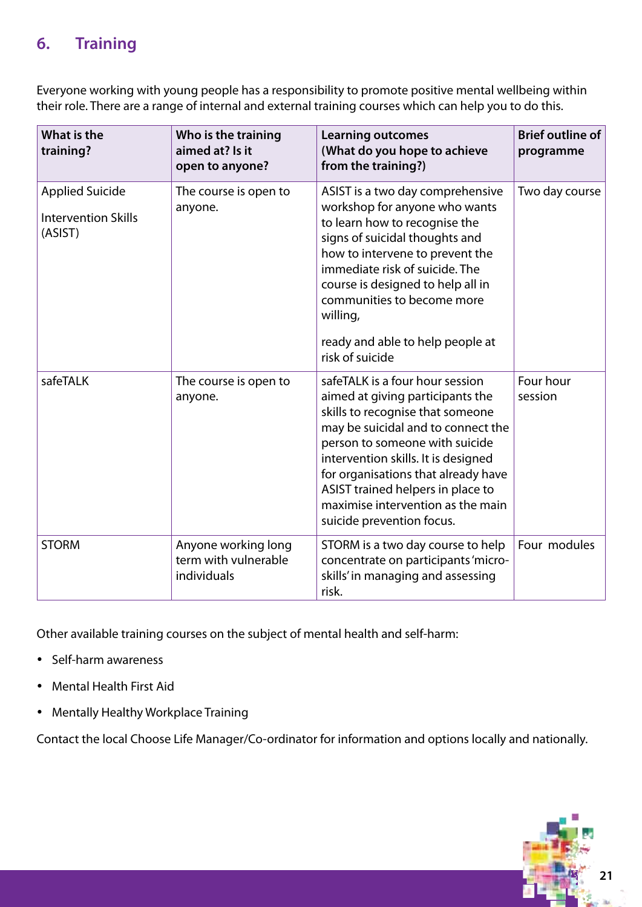## 6. Training

Everyone working with young people has a responsibility to promote positive mental wellbeing within their role. There are a range of internal and external training courses which can help you to do this.

| What is the training? | Who is the training aimed at? Is it open to anyone? | Learning outcomes (What do you hope to achieve from the training?) | Brief outline of programme |
|---|---|---|---|
| Applied Suicide Intervention Skills (ASIST) | The course is open to anyone. | ASIST is a two day comprehensive workshop for anyone who wants to learn how to recognise the signs of suicidal thoughts and how to intervene to prevent the immediate risk of suicide. The course is designed to help all in communities to become more willing, ready and able to help people at risk of suicide | Two day course |
| safeTALK | The course is open to anyone. | safeTALK is a four hour session aimed at giving participants the skills to recognise that someone may be suicidal and to connect the person to someone with suicide intervention skills. It is designed for organisations that already have ASIST trained helpers in place to maximise intervention as the main suicide prevention focus. | Four hour session |
| STORM | Anyone working long term with vulnerable individuals | STORM is a two day course to help concentrate on participants 'micro-skills' in managing and assessing risk. | Four modules |

Other available training courses on the subject of mental health and self-harm:

- Self-harm awareness
- Mental Health First Aid
- Mentally Healthy Workplace Training

Contact the local Choose Life Manager/Co-ordinator for information and options locally and nationally.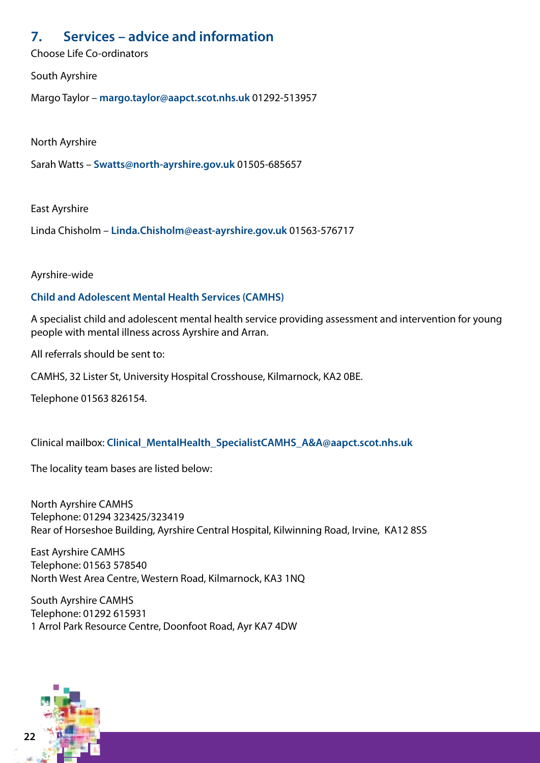## 7. Services – advice and information

Choose Life Co-ordinators

South Ayrshire

Margo Taylor – **margo.taylor@aapct.scot.nhs.uk** 01292-513957

North Ayrshire

Sarah Watts – **Swatts@north-ayrshire.gov.uk** 01505-685657

East Ayrshire

Linda Chisholm – **Linda.Chisholm@east-ayrshire.gov.uk** 01563-576717

Ayrshire-wide

**Child and Adolescent Mental Health Services (CAMHS)**

A specialist child and adolescent mental health service providing assessment and intervention for young people with mental illness across Ayrshire and Arran.

All referrals should be sent to:

CAMHS, 32 Lister St, University Hospital Crosshouse, Kilmarnock, KA2 0BE.

Telephone 01563 826154.

Clinical mailbox: **Clinical_MentalHealth_SpecialistCAMHS_A&A@aapct.scot.nhs.uk**

The locality team bases are listed below:

North Ayrshire CAMHS
Telephone: 01294 323425/323419
Rear of Horseshoe Building, Ayrshire Central Hospital, Kilwinning Road, Irvine, KA12 8SS

East Ayrshire CAMHS
Telephone: 01563 578540
North West Area Centre, Western Road, Kilmarnock, KA3 1NQ

South Ayrshire CAMHS
Telephone: 01292 615931
1 Arrol Park Resource Centre, Doonfoot Road, Ayr KA7 4DW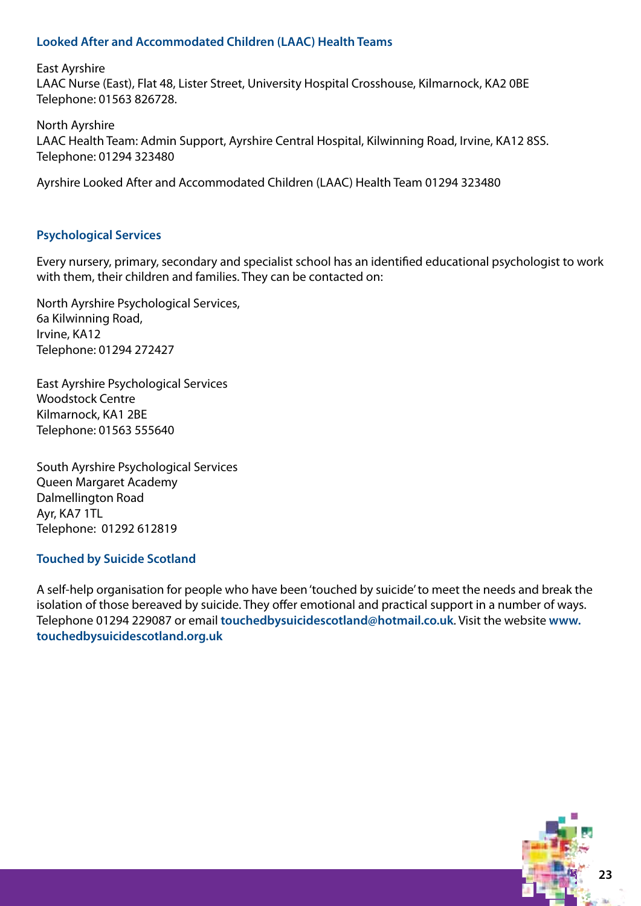### Looked After and Accommodated Children (LAAC) Health Teams

East Ayrshire
LAAC Nurse (East), Flat 48, Lister Street, University Hospital Crosshouse, Kilmarnock, KA2 0BE
Telephone: 01563 826728.

North Ayrshire
LAAC Health Team: Admin Support, Ayrshire Central Hospital, Kilwinning Road, Irvine, KA12 8SS.
Telephone: 01294 323480

Ayrshire Looked After and Accommodated Children (LAAC) Health Team 01294 323480

### Psychological Services

Every nursery, primary, secondary and specialist school has an identified educational psychologist to work with them, their children and families. They can be contacted on:

North Ayrshire Psychological Services,
6a Kilwinning Road,
Irvine, KA12
Telephone: 01294 272427

East Ayrshire Psychological Services
Woodstock Centre
Kilmarnock, KA1 2BE
Telephone: 01563 555640

South Ayrshire Psychological Services
Queen Margaret Academy
Dalmellington Road
Ayr, KA7 1TL
Telephone: 01292 612819

### Touched by Suicide Scotland

A self-help organisation for people who have been 'touched by suicide' to meet the needs and break the isolation of those bereaved by suicide. They offer emotional and practical support in a number of ways. Telephone 01294 229087 or email **touchedbysuicidescotland@hotmail.co.uk**. Visit the website **www.touchedbysuicidescotland.org.uk**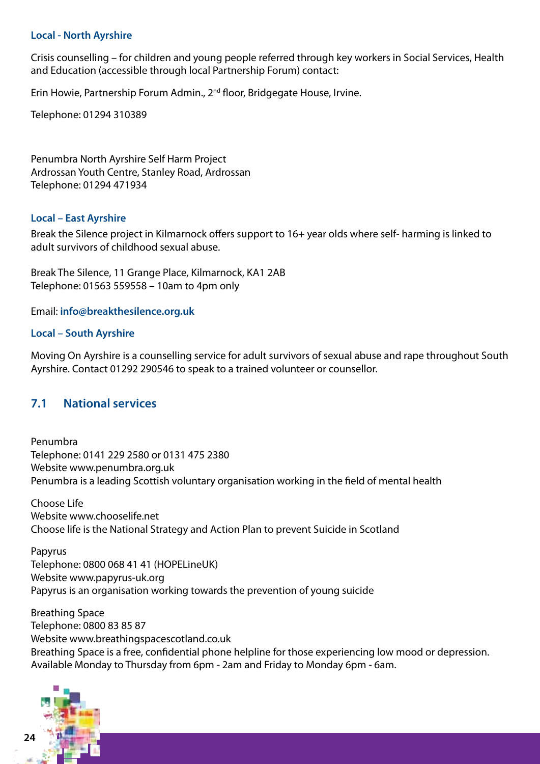### Local - North Ayrshire

Crisis counselling – for children and young people referred through key workers in Social Services, Health and Education (accessible through local Partnership Forum) contact:

Erin Howie, Partnership Forum Admin., 2nd floor, Bridgegate House, Irvine.

Telephone: 01294 310389

Penumbra North Ayrshire Self Harm Project
Ardrossan Youth Centre, Stanley Road, Ardrossan
Telephone: 01294 471934

### Local – East Ayrshire

Break the Silence project in Kilmarnock offers support to 16+ year olds where self- harming is linked to adult survivors of childhood sexual abuse.

Break The Silence, 11 Grange Place, Kilmarnock, KA1 2AB
Telephone: 01563 559558 – 10am to 4pm only

Email: **info@breakthesilence.org.uk**

### Local – South Ayrshire

Moving On Ayrshire is a counselling service for adult survivors of sexual abuse and rape throughout South Ayrshire. Contact 01292 290546 to speak to a trained volunteer or counsellor.

## 7.1 National services

Penumbra
Telephone: 0141 229 2580 or 0131 475 2380
Website www.penumbra.org.uk
Penumbra is a leading Scottish voluntary organisation working in the field of mental health

Choose Life
Website www.chooselife.net
Choose life is the National Strategy and Action Plan to prevent Suicide in Scotland

Papyrus
Telephone: 0800 068 41 41 (HOPELineUK)
Website www.papyrus-uk.org
Papyrus is an organisation working towards the prevention of young suicide

Breathing Space
Telephone: 0800 83 85 87
Website www.breathingspacescotland.co.uk
Breathing Space is a free, confidential phone helpline for those experiencing low mood or depression. Available Monday to Thursday from 6pm - 2am and Friday to Monday 6pm - 6am.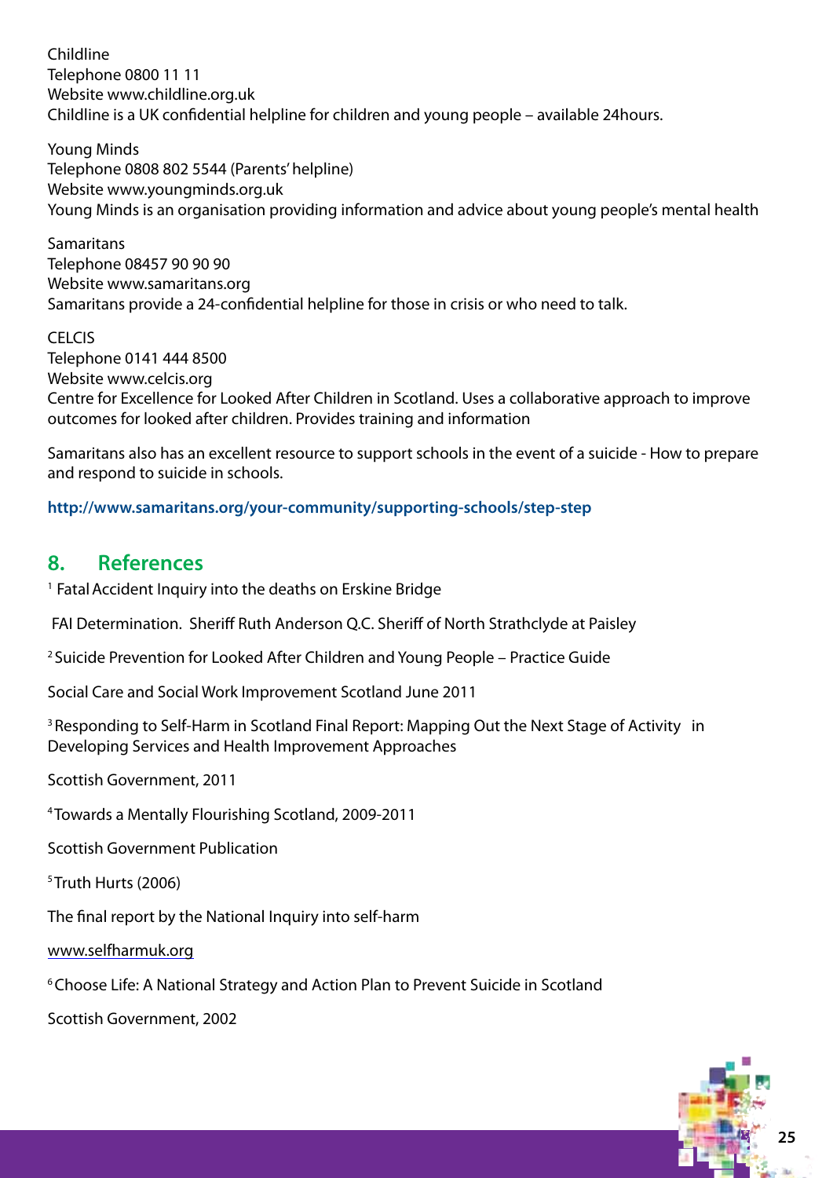Childline
Telephone 0800 11 11
Website www.childline.org.uk
Childline is a UK confidential helpline for children and young people – available 24hours.

Young Minds
Telephone 0808 802 5544 (Parents' helpline)
Website www.youngminds.org.uk
Young Minds is an organisation providing information and advice about young people's mental health

Samaritans
Telephone 08457 90 90 90
Website www.samaritans.org
Samaritans provide a 24-confidential helpline for those in crisis or who need to talk.

CELCIS
Telephone 0141 444 8500
Website www.celcis.org
Centre for Excellence for Looked After Children in Scotland. Uses a collaborative approach to improve outcomes for looked after children. Provides training and information

Samaritans also has an excellent resource to support schools in the event of a suicide - How to prepare and respond to suicide in schools.

**http://www.samaritans.org/your-community/supporting-schools/step-step**

## 8. References

[1] Fatal Accident Inquiry into the deaths on Erskine Bridge

FAI Determination. Sheriff Ruth Anderson Q.C. Sheriff of North Strathclyde at Paisley

[2] Suicide Prevention for Looked After Children and Young People – Practice Guide

Social Care and Social Work Improvement Scotland June 2011

[3] Responding to Self-Harm in Scotland Final Report: Mapping Out the Next Stage of Activity in Developing Services and Health Improvement Approaches

Scottish Government, 2011

[4] Towards a Mentally Flourishing Scotland, 2009-2011

Scottish Government Publication

[5] Truth Hurts (2006)

The final report by the National Inquiry into self-harm

www.selfharmuk.org

[6] Choose Life: A National Strategy and Action Plan to Prevent Suicide in Scotland

Scottish Government, 2002